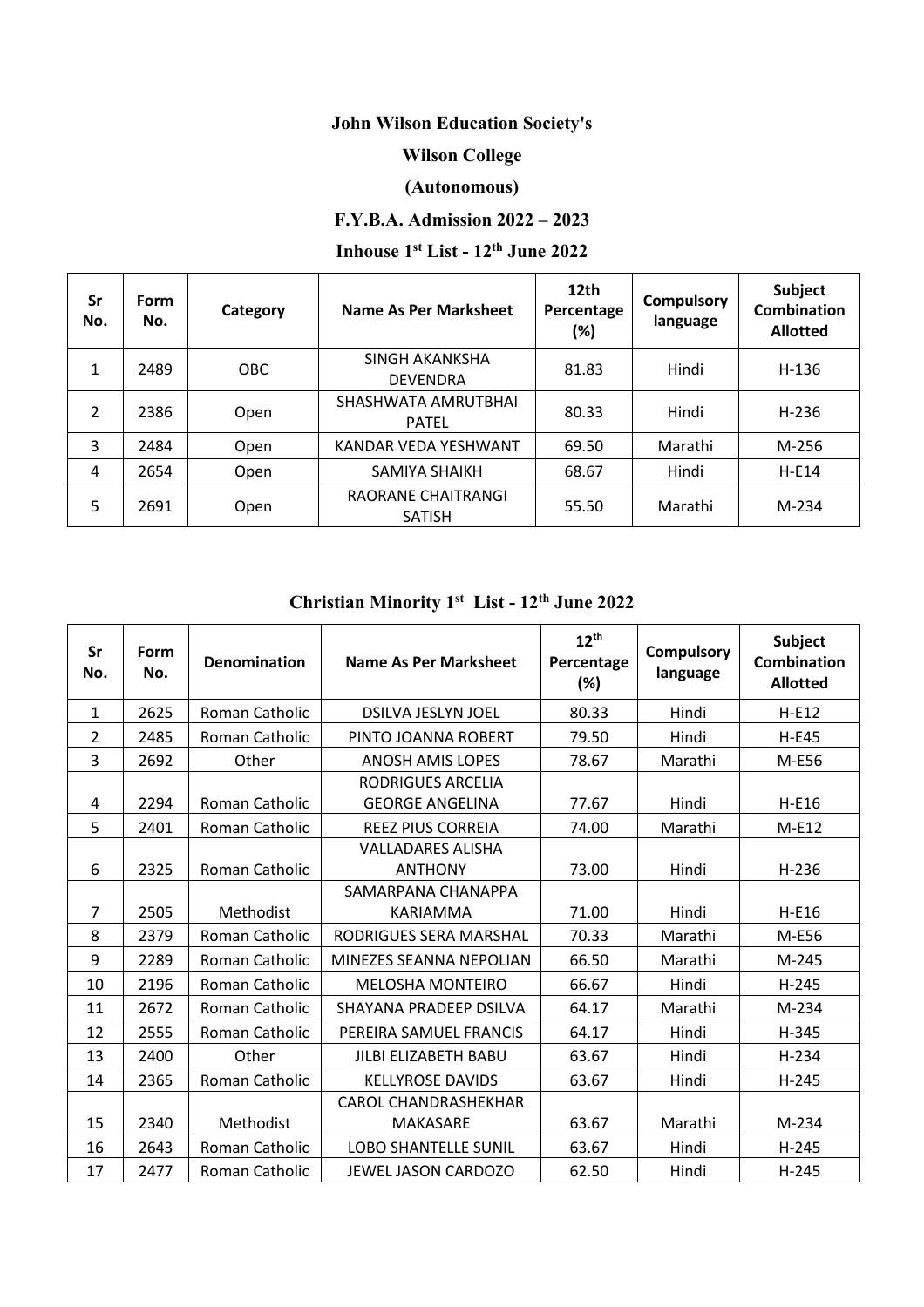# John Wilson Education Society's

# Wilson College

# (Autonomous)

## F.Y.B.A. Admission 2022 – 2023

## Inhouse 1st List - 12th June 2022

| Sr No. | Form No. | Category | Name As Per Marksheet | 12th Percentage (%) | Compulsory language | Subject Combination Allotted |
|---|---|---|---|---|---|---|
| 1 | 2489 | OBC | SINGH AKANKSHA DEVENDRA | 81.83 | Hindi | H-136 |
| 2 | 2386 | Open | SHASHWATA AMRUTBHAI PATEL | 80.33 | Hindi | H-236 |
| 3 | 2484 | Open | KANDAR VEDA YESHWANT | 69.50 | Marathi | M-256 |
| 4 | 2654 | Open | SAMIYA SHAIKH | 68.67 | Hindi | H-E14 |
| 5 | 2691 | Open | RAORANE CHAITRANGI SATISH | 55.50 | Marathi | M-234 |

## Christian Minority 1st List - 12th June 2022

| Sr No. | Form No. | Denomination | Name As Per Marksheet | 12th Percentage (%) | Compulsory language | Subject Combination Allotted |
|---|---|---|---|---|---|---|
| 1 | 2625 | Roman Catholic | DSILVA JESLYN JOEL | 80.33 | Hindi | H-E12 |
| 2 | 2485 | Roman Catholic | PINTO JOANNA ROBERT | 79.50 | Hindi | H-E45 |
| 3 | 2692 | Other | ANOSH AMIS LOPES | 78.67 | Marathi | M-E56 |
| 4 | 2294 | Roman Catholic | RODRIGUES ARCELIA GEORGE ANGELINA | 77.67 | Hindi | H-E16 |
| 5 | 2401 | Roman Catholic | REEZ PIUS CORREIA | 74.00 | Marathi | M-E12 |
| 6 | 2325 | Roman Catholic | VALLADARES ALISHA ANTHONY | 73.00 | Hindi | H-236 |
| 7 | 2505 | Methodist | SAMARPANA CHANAPPA KARIAMMA | 71.00 | Hindi | H-E16 |
| 8 | 2379 | Roman Catholic | RODRIGUES SERA MARSHAL | 70.33 | Marathi | M-E56 |
| 9 | 2289 | Roman Catholic | MINEZES SEANNA NEPOLIAN | 66.50 | Marathi | M-245 |
| 10 | 2196 | Roman Catholic | MELOSHA MONTEIRO | 66.67 | Hindi | H-245 |
| 11 | 2672 | Roman Catholic | SHAYANA PRADEEP DSILVA | 64.17 | Marathi | M-234 |
| 12 | 2555 | Roman Catholic | PEREIRA SAMUEL FRANCIS | 64.17 | Hindi | H-345 |
| 13 | 2400 | Other | JILBI ELIZABETH BABU | 63.67 | Hindi | H-234 |
| 14 | 2365 | Roman Catholic | KELLYROSE DAVIDS | 63.67 | Hindi | H-245 |
| 15 | 2340 | Methodist | CAROL CHANDRASHEKHAR MAKASARE | 63.67 | Marathi | M-234 |
| 16 | 2643 | Roman Catholic | LOBO SHANTELLE SUNIL | 63.67 | Hindi | H-245 |
| 17 | 2477 | Roman Catholic | JEWEL JASON CARDOZO | 62.50 | Hindi | H-245 |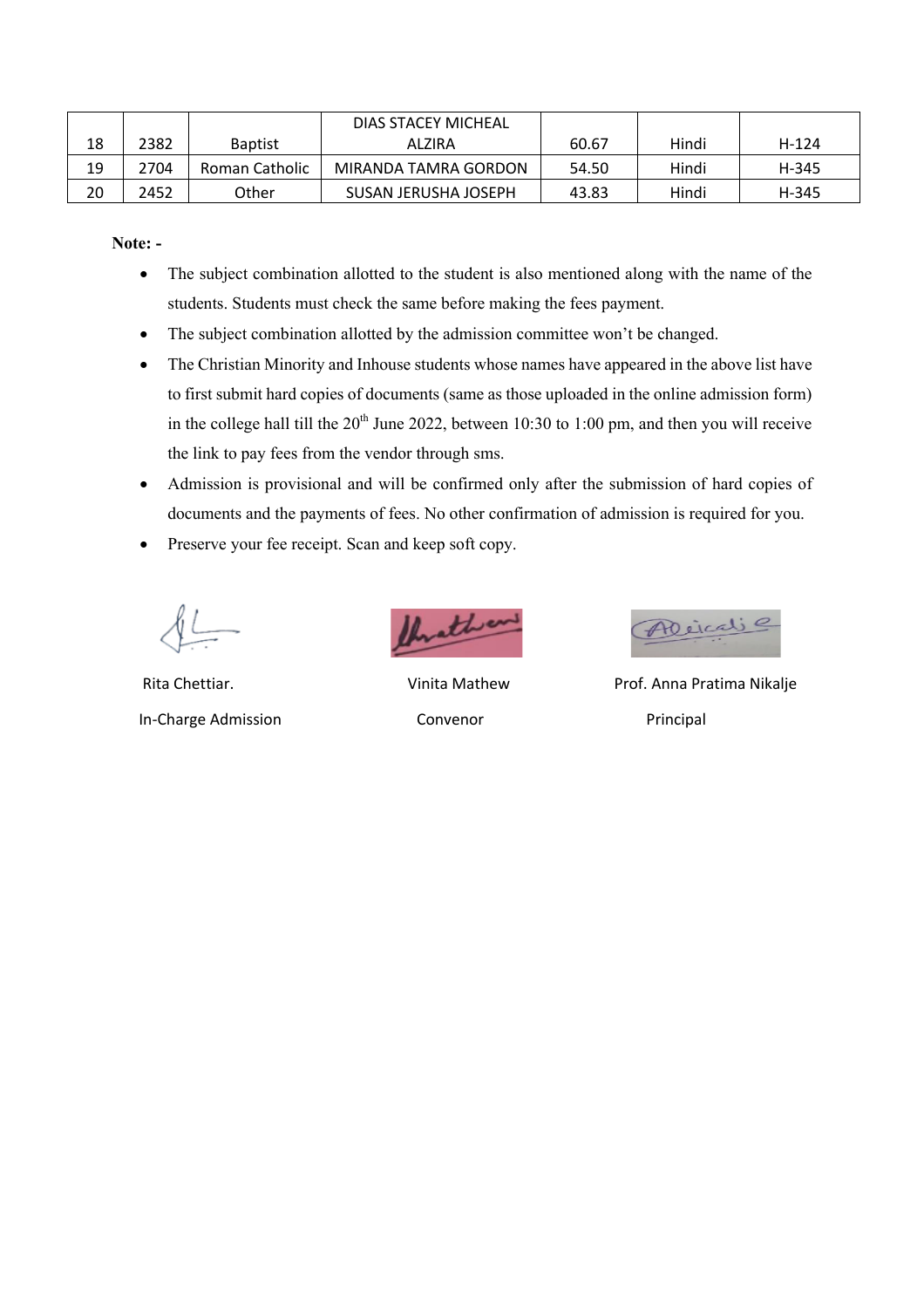| | | | | | | |
|---|---|---|---|---|---|---|
| 18 | 2382 | Baptist | DIAS STACEY MICHEAL ALZIRA | 60.67 | Hindi | H-124 |
| 19 | 2704 | Roman Catholic | MIRANDA TAMRA GORDON | 54.50 | Hindi | H-345 |
| 20 | 2452 | Other | SUSAN JERUSHA JOSEPH | 43.83 | Hindi | H-345 |

**Note: -**

- The subject combination allotted to the student is also mentioned along with the name of the students. Students must check the same before making the fees payment.
- The subject combination allotted by the admission committee won't be changed.
- The Christian Minority and Inhouse students whose names have appeared in the above list have to first submit hard copies of documents (same as those uploaded in the online admission form) in the college hall till the 20th June 2022, between 10:30 to 1:00 pm, and then you will receive the link to pay fees from the vendor through sms.
- Admission is provisional and will be confirmed only after the submission of hard copies of documents and the payments of fees. No other confirmation of admission is required for you.
- Preserve your fee receipt. Scan and keep soft copy.

Rita Chettiar.
In-Charge Admission

Vinita Mathew
Convenor

Prof. Anna Pratima Nikalje
Principal